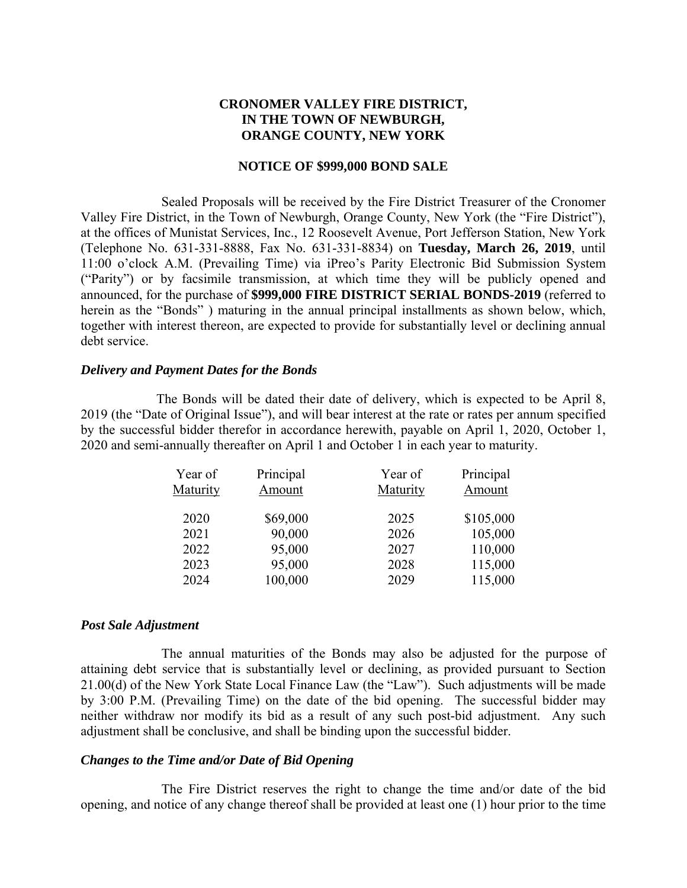**CRONOMER VALLEY FIRE DISTRICT,**
**IN THE TOWN OF NEWBURGH,**
**ORANGE COUNTY, NEW YORK**

**NOTICE OF $999,000 BOND SALE**

Sealed Proposals will be received by the Fire District Treasurer of the Cronomer Valley Fire District, in the Town of Newburgh, Orange County, New York (the "Fire District"), at the offices of Munistat Services, Inc., 12 Roosevelt Avenue, Port Jefferson Station, New York (Telephone No. 631-331-8888, Fax No. 631-331-8834) on **Tuesday, March 26, 2019**, until 11:00 o'clock A.M. (Prevailing Time) via iPreo's Parity Electronic Bid Submission System ("Parity") or by facsimile transmission, at which time they will be publicly opened and announced, for the purchase of **$999,000 FIRE DISTRICT SERIAL BONDS-2019** (referred to herein as the "Bonds" ) maturing in the annual principal installments as shown below, which, together with interest thereon, are expected to provide for substantially level or declining annual debt service.

### *Delivery and Payment Dates for the Bonds*

The Bonds will be dated their date of delivery, which is expected to be April 8, 2019 (the "Date of Original Issue"), and will bear interest at the rate or rates per annum specified by the successful bidder therefor in accordance herewith, payable on April 1, 2020, October 1, 2020 and semi-annually thereafter on April 1 and October 1 in each year to maturity.

| Year of Maturity | Principal Amount | Year of Maturity | Principal Amount |
|---|---|---|---|
| 2020 | $69,000 | 2025 | $105,000 |
| 2021 | 90,000 | 2026 | 105,000 |
| 2022 | 95,000 | 2027 | 110,000 |
| 2023 | 95,000 | 2028 | 115,000 |
| 2024 | 100,000 | 2029 | 115,000 |

### *Post Sale Adjustment*

The annual maturities of the Bonds may also be adjusted for the purpose of attaining debt service that is substantially level or declining, as provided pursuant to Section 21.00(d) of the New York State Local Finance Law (the "Law"). Such adjustments will be made by 3:00 P.M. (Prevailing Time) on the date of the bid opening. The successful bidder may neither withdraw nor modify its bid as a result of any such post-bid adjustment. Any such adjustment shall be conclusive, and shall be binding upon the successful bidder.

### *Changes to the Time and/or Date of Bid Opening*

The Fire District reserves the right to change the time and/or date of the bid opening, and notice of any change thereof shall be provided at least one (1) hour prior to the time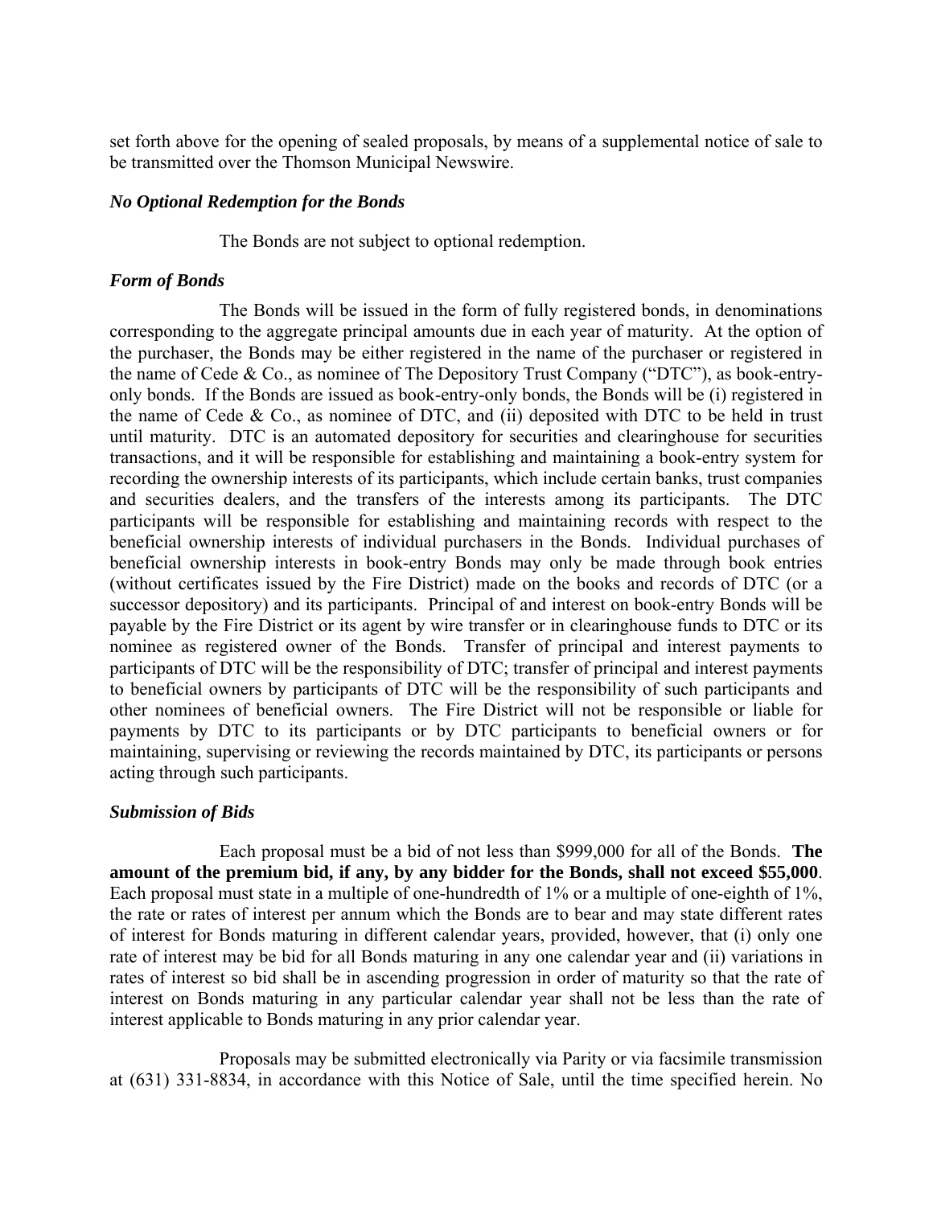set forth above for the opening of sealed proposals, by means of a supplemental notice of sale to be transmitted over the Thomson Municipal Newswire.

### *No Optional Redemption for the Bonds*

The Bonds are not subject to optional redemption.

### *Form of Bonds*

The Bonds will be issued in the form of fully registered bonds, in denominations corresponding to the aggregate principal amounts due in each year of maturity. At the option of the purchaser, the Bonds may be either registered in the name of the purchaser or registered in the name of Cede & Co., as nominee of The Depository Trust Company ("DTC"), as book-entry-only bonds. If the Bonds are issued as book-entry-only bonds, the Bonds will be (i) registered in the name of Cede & Co., as nominee of DTC, and (ii) deposited with DTC to be held in trust until maturity. DTC is an automated depository for securities and clearinghouse for securities transactions, and it will be responsible for establishing and maintaining a book-entry system for recording the ownership interests of its participants, which include certain banks, trust companies and securities dealers, and the transfers of the interests among its participants. The DTC participants will be responsible for establishing and maintaining records with respect to the beneficial ownership interests of individual purchasers in the Bonds. Individual purchases of beneficial ownership interests in book-entry Bonds may only be made through book entries (without certificates issued by the Fire District) made on the books and records of DTC (or a successor depository) and its participants. Principal of and interest on book-entry Bonds will be payable by the Fire District or its agent by wire transfer or in clearinghouse funds to DTC or its nominee as registered owner of the Bonds. Transfer of principal and interest payments to participants of DTC will be the responsibility of DTC; transfer of principal and interest payments to beneficial owners by participants of DTC will be the responsibility of such participants and other nominees of beneficial owners. The Fire District will not be responsible or liable for payments by DTC to its participants or by DTC participants to beneficial owners or for maintaining, supervising or reviewing the records maintained by DTC, its participants or persons acting through such participants.

### *Submission of Bids*

Each proposal must be a bid of not less than $999,000 for all of the Bonds. **The amount of the premium bid, if any, by any bidder for the Bonds, shall not exceed $55,000**. Each proposal must state in a multiple of one-hundredth of 1% or a multiple of one-eighth of 1%, the rate or rates of interest per annum which the Bonds are to bear and may state different rates of interest for Bonds maturing in different calendar years, provided, however, that (i) only one rate of interest may be bid for all Bonds maturing in any one calendar year and (ii) variations in rates of interest so bid shall be in ascending progression in order of maturity so that the rate of interest on Bonds maturing in any particular calendar year shall not be less than the rate of interest applicable to Bonds maturing in any prior calendar year.

Proposals may be submitted electronically via Parity or via facsimile transmission at (631) 331-8834, in accordance with this Notice of Sale, until the time specified herein. No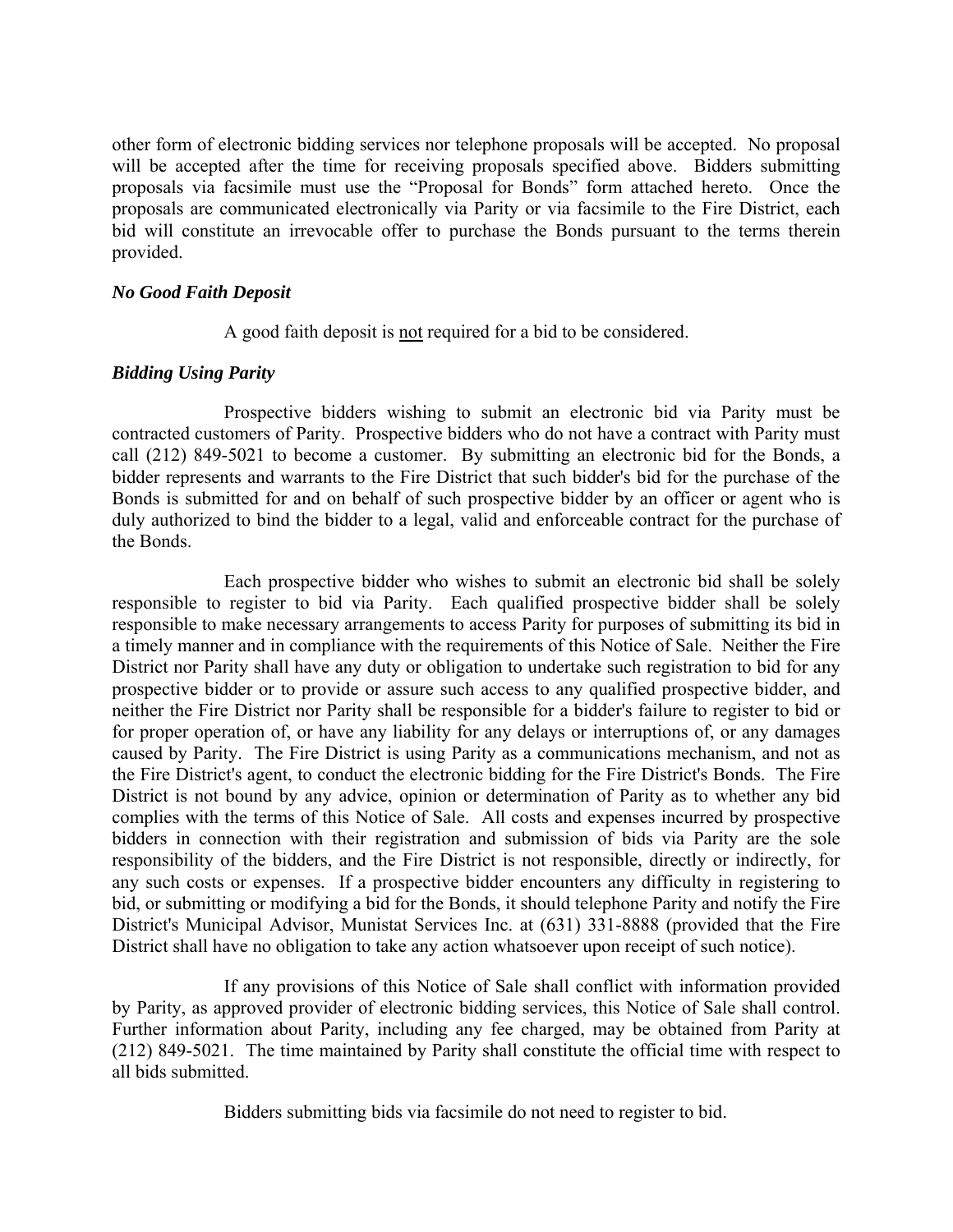other form of electronic bidding services nor telephone proposals will be accepted. No proposal will be accepted after the time for receiving proposals specified above. Bidders submitting proposals via facsimile must use the "Proposal for Bonds" form attached hereto. Once the proposals are communicated electronically via Parity or via facsimile to the Fire District, each bid will constitute an irrevocable offer to purchase the Bonds pursuant to the terms therein provided.

***No Good Faith Deposit***

A good faith deposit is not required for a bid to be considered.

***Bidding Using Parity***

Prospective bidders wishing to submit an electronic bid via Parity must be contracted customers of Parity. Prospective bidders who do not have a contract with Parity must call (212) 849-5021 to become a customer. By submitting an electronic bid for the Bonds, a bidder represents and warrants to the Fire District that such bidder's bid for the purchase of the Bonds is submitted for and on behalf of such prospective bidder by an officer or agent who is duly authorized to bind the bidder to a legal, valid and enforceable contract for the purchase of the Bonds.

Each prospective bidder who wishes to submit an electronic bid shall be solely responsible to register to bid via Parity. Each qualified prospective bidder shall be solely responsible to make necessary arrangements to access Parity for purposes of submitting its bid in a timely manner and in compliance with the requirements of this Notice of Sale. Neither the Fire District nor Parity shall have any duty or obligation to undertake such registration to bid for any prospective bidder or to provide or assure such access to any qualified prospective bidder, and neither the Fire District nor Parity shall be responsible for a bidder's failure to register to bid or for proper operation of, or have any liability for any delays or interruptions of, or any damages caused by Parity. The Fire District is using Parity as a communications mechanism, and not as the Fire District's agent, to conduct the electronic bidding for the Fire District's Bonds. The Fire District is not bound by any advice, opinion or determination of Parity as to whether any bid complies with the terms of this Notice of Sale. All costs and expenses incurred by prospective bidders in connection with their registration and submission of bids via Parity are the sole responsibility of the bidders, and the Fire District is not responsible, directly or indirectly, for any such costs or expenses. If a prospective bidder encounters any difficulty in registering to bid, or submitting or modifying a bid for the Bonds, it should telephone Parity and notify the Fire District's Municipal Advisor, Munistat Services Inc. at (631) 331-8888 (provided that the Fire District shall have no obligation to take any action whatsoever upon receipt of such notice).

If any provisions of this Notice of Sale shall conflict with information provided by Parity, as approved provider of electronic bidding services, this Notice of Sale shall control. Further information about Parity, including any fee charged, may be obtained from Parity at (212) 849-5021. The time maintained by Parity shall constitute the official time with respect to all bids submitted.

Bidders submitting bids via facsimile do not need to register to bid.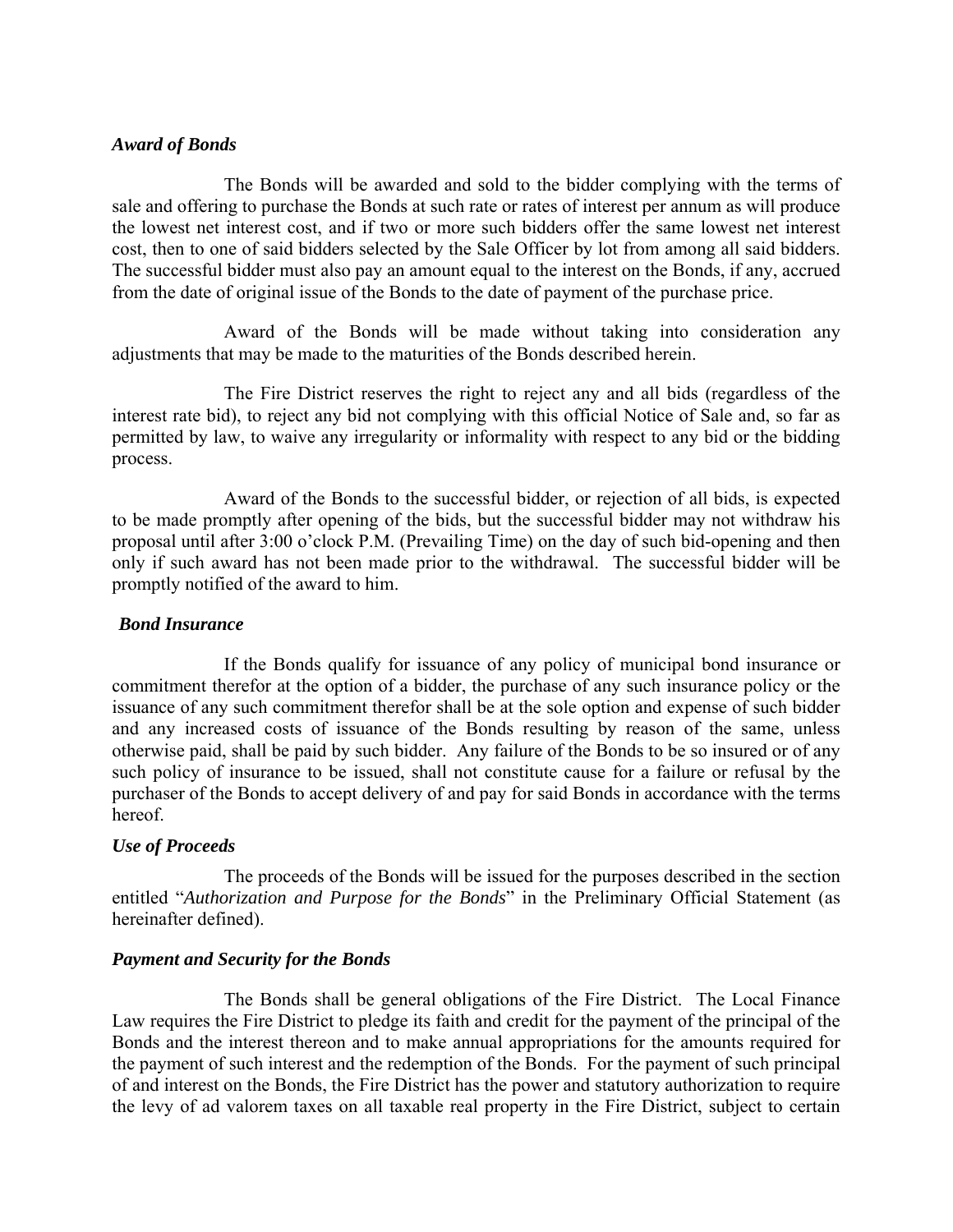### *Award of Bonds*

The Bonds will be awarded and sold to the bidder complying with the terms of sale and offering to purchase the Bonds at such rate or rates of interest per annum as will produce the lowest net interest cost, and if two or more such bidders offer the same lowest net interest cost, then to one of said bidders selected by the Sale Officer by lot from among all said bidders. The successful bidder must also pay an amount equal to the interest on the Bonds, if any, accrued from the date of original issue of the Bonds to the date of payment of the purchase price.

Award of the Bonds will be made without taking into consideration any adjustments that may be made to the maturities of the Bonds described herein.

The Fire District reserves the right to reject any and all bids (regardless of the interest rate bid), to reject any bid not complying with this official Notice of Sale and, so far as permitted by law, to waive any irregularity or informality with respect to any bid or the bidding process.

Award of the Bonds to the successful bidder, or rejection of all bids, is expected to be made promptly after opening of the bids, but the successful bidder may not withdraw his proposal until after 3:00 o'clock P.M. (Prevailing Time) on the day of such bid-opening and then only if such award has not been made prior to the withdrawal. The successful bidder will be promptly notified of the award to him.

### *Bond Insurance*

If the Bonds qualify for issuance of any policy of municipal bond insurance or commitment therefor at the option of a bidder, the purchase of any such insurance policy or the issuance of any such commitment therefor shall be at the sole option and expense of such bidder and any increased costs of issuance of the Bonds resulting by reason of the same, unless otherwise paid, shall be paid by such bidder. Any failure of the Bonds to be so insured or of any such policy of insurance to be issued, shall not constitute cause for a failure or refusal by the purchaser of the Bonds to accept delivery of and pay for said Bonds in accordance with the terms hereof.

### *Use of Proceeds*

The proceeds of the Bonds will be issued for the purposes described in the section entitled "*Authorization and Purpose for the Bonds*" in the Preliminary Official Statement (as hereinafter defined).

### *Payment and Security for the Bonds*

The Bonds shall be general obligations of the Fire District. The Local Finance Law requires the Fire District to pledge its faith and credit for the payment of the principal of the Bonds and the interest thereon and to make annual appropriations for the amounts required for the payment of such interest and the redemption of the Bonds. For the payment of such principal of and interest on the Bonds, the Fire District has the power and statutory authorization to require the levy of ad valorem taxes on all taxable real property in the Fire District, subject to certain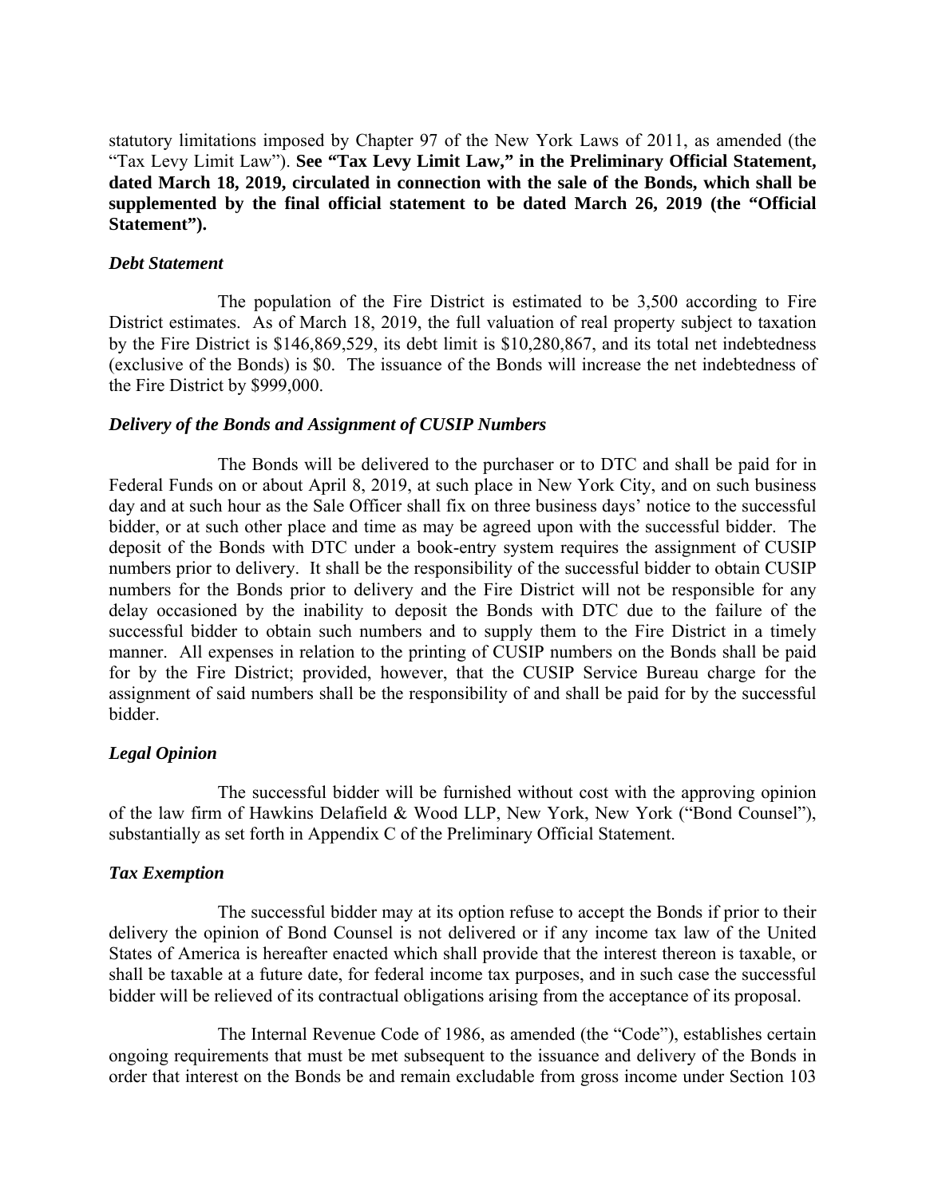statutory limitations imposed by Chapter 97 of the New York Laws of 2011, as amended (the "Tax Levy Limit Law"). **See "Tax Levy Limit Law," in the Preliminary Official Statement, dated March 18, 2019, circulated in connection with the sale of the Bonds, which shall be supplemented by the final official statement to be dated March 26, 2019 (the "Official Statement").**

***Debt Statement***

The population of the Fire District is estimated to be 3,500 according to Fire District estimates. As of March 18, 2019, the full valuation of real property subject to taxation by the Fire District is $146,869,529, its debt limit is $10,280,867, and its total net indebtedness (exclusive of the Bonds) is $0. The issuance of the Bonds will increase the net indebtedness of the Fire District by $999,000.

***Delivery of the Bonds and Assignment of CUSIP Numbers***

The Bonds will be delivered to the purchaser or to DTC and shall be paid for in Federal Funds on or about April 8, 2019, at such place in New York City, and on such business day and at such hour as the Sale Officer shall fix on three business days' notice to the successful bidder, or at such other place and time as may be agreed upon with the successful bidder. The deposit of the Bonds with DTC under a book-entry system requires the assignment of CUSIP numbers prior to delivery. It shall be the responsibility of the successful bidder to obtain CUSIP numbers for the Bonds prior to delivery and the Fire District will not be responsible for any delay occasioned by the inability to deposit the Bonds with DTC due to the failure of the successful bidder to obtain such numbers and to supply them to the Fire District in a timely manner. All expenses in relation to the printing of CUSIP numbers on the Bonds shall be paid for by the Fire District; provided, however, that the CUSIP Service Bureau charge for the assignment of said numbers shall be the responsibility of and shall be paid for by the successful bidder.

***Legal Opinion***

The successful bidder will be furnished without cost with the approving opinion of the law firm of Hawkins Delafield & Wood LLP, New York, New York ("Bond Counsel"), substantially as set forth in Appendix C of the Preliminary Official Statement.

***Tax Exemption***

The successful bidder may at its option refuse to accept the Bonds if prior to their delivery the opinion of Bond Counsel is not delivered or if any income tax law of the United States of America is hereafter enacted which shall provide that the interest thereon is taxable, or shall be taxable at a future date, for federal income tax purposes, and in such case the successful bidder will be relieved of its contractual obligations arising from the acceptance of its proposal.

The Internal Revenue Code of 1986, as amended (the "Code"), establishes certain ongoing requirements that must be met subsequent to the issuance and delivery of the Bonds in order that interest on the Bonds be and remain excludable from gross income under Section 103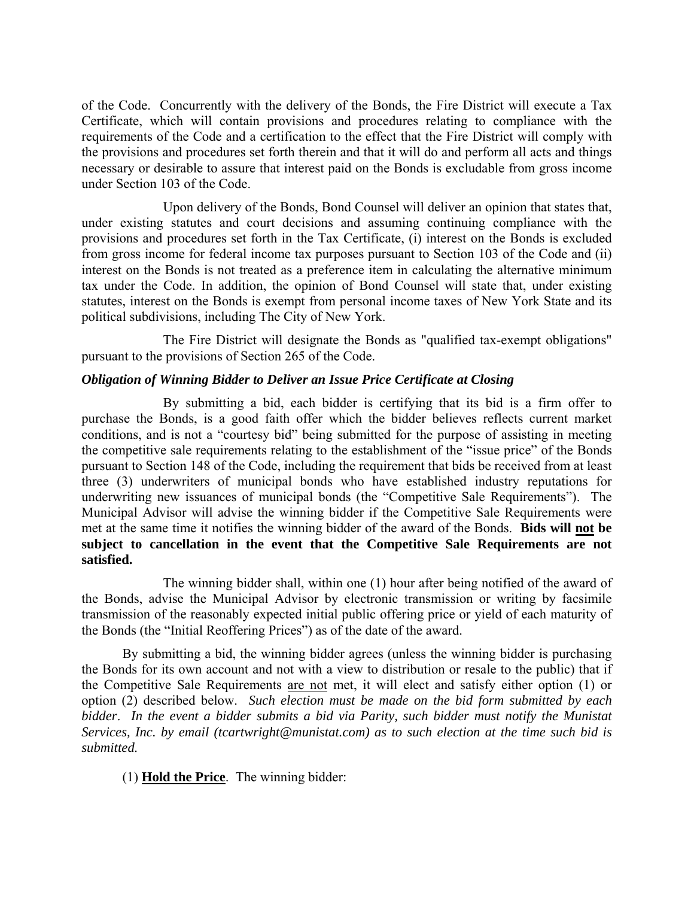of the Code. Concurrently with the delivery of the Bonds, the Fire District will execute a Tax Certificate, which will contain provisions and procedures relating to compliance with the requirements of the Code and a certification to the effect that the Fire District will comply with the provisions and procedures set forth therein and that it will do and perform all acts and things necessary or desirable to assure that interest paid on the Bonds is excludable from gross income under Section 103 of the Code.

Upon delivery of the Bonds, Bond Counsel will deliver an opinion that states that, under existing statutes and court decisions and assuming continuing compliance with the provisions and procedures set forth in the Tax Certificate, (i) interest on the Bonds is excluded from gross income for federal income tax purposes pursuant to Section 103 of the Code and (ii) interest on the Bonds is not treated as a preference item in calculating the alternative minimum tax under the Code. In addition, the opinion of Bond Counsel will state that, under existing statutes, interest on the Bonds is exempt from personal income taxes of New York State and its political subdivisions, including The City of New York.

The Fire District will designate the Bonds as "qualified tax-exempt obligations" pursuant to the provisions of Section 265 of the Code.

***Obligation of Winning Bidder to Deliver an Issue Price Certificate at Closing***

By submitting a bid, each bidder is certifying that its bid is a firm offer to purchase the Bonds, is a good faith offer which the bidder believes reflects current market conditions, and is not a "courtesy bid" being submitted for the purpose of assisting in meeting the competitive sale requirements relating to the establishment of the "issue price" of the Bonds pursuant to Section 148 of the Code, including the requirement that bids be received from at least three (3) underwriters of municipal bonds who have established industry reputations for underwriting new issuances of municipal bonds (the "Competitive Sale Requirements"). The Municipal Advisor will advise the winning bidder if the Competitive Sale Requirements were met at the same time it notifies the winning bidder of the award of the Bonds. **Bids will <u>not</u> be subject to cancellation in the event that the Competitive Sale Requirements are not satisfied.**

The winning bidder shall, within one (1) hour after being notified of the award of the Bonds, advise the Municipal Advisor by electronic transmission or writing by facsimile transmission of the reasonably expected initial public offering price or yield of each maturity of the Bonds (the "Initial Reoffering Prices") as of the date of the award.

By submitting a bid, the winning bidder agrees (unless the winning bidder is purchasing the Bonds for its own account and not with a view to distribution or resale to the public) that if the Competitive Sale Requirements <u>are not</u> met, it will elect and satisfy either option (1) or option (2) described below. *Such election must be made on the bid form submitted by each bidder*. *In the event a bidder submits a bid via Parity, such bidder must notify the Munistat Services, Inc. by email (tcartwright@munistat.com) as to such election at the time such bid is submitted.*

(1) **<u>Hold the Price</u>**. The winning bidder: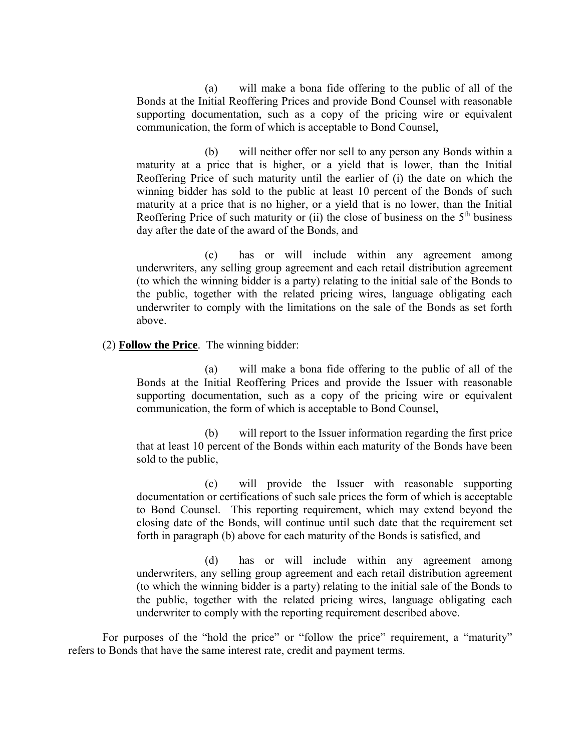(a) will make a bona fide offering to the public of all of the Bonds at the Initial Reoffering Prices and provide Bond Counsel with reasonable supporting documentation, such as a copy of the pricing wire or equivalent communication, the form of which is acceptable to Bond Counsel,

(b) will neither offer nor sell to any person any Bonds within a maturity at a price that is higher, or a yield that is lower, than the Initial Reoffering Price of such maturity until the earlier of (i) the date on which the winning bidder has sold to the public at least 10 percent of the Bonds of such maturity at a price that is no higher, or a yield that is no lower, than the Initial Reoffering Price of such maturity or (ii) the close of business on the 5th business day after the date of the award of the Bonds, and

(c) has or will include within any agreement among underwriters, any selling group agreement and each retail distribution agreement (to which the winning bidder is a party) relating to the initial sale of the Bonds to the public, together with the related pricing wires, language obligating each underwriter to comply with the limitations on the sale of the Bonds as set forth above.

(2) **Follow the Price**. The winning bidder:

(a) will make a bona fide offering to the public of all of the Bonds at the Initial Reoffering Prices and provide the Issuer with reasonable supporting documentation, such as a copy of the pricing wire or equivalent communication, the form of which is acceptable to Bond Counsel,

(b) will report to the Issuer information regarding the first price that at least 10 percent of the Bonds within each maturity of the Bonds have been sold to the public,

(c) will provide the Issuer with reasonable supporting documentation or certifications of such sale prices the form of which is acceptable to Bond Counsel. This reporting requirement, which may extend beyond the closing date of the Bonds, will continue until such date that the requirement set forth in paragraph (b) above for each maturity of the Bonds is satisfied, and

(d) has or will include within any agreement among underwriters, any selling group agreement and each retail distribution agreement (to which the winning bidder is a party) relating to the initial sale of the Bonds to the public, together with the related pricing wires, language obligating each underwriter to comply with the reporting requirement described above.

For purposes of the "hold the price" or "follow the price" requirement, a "maturity" refers to Bonds that have the same interest rate, credit and payment terms.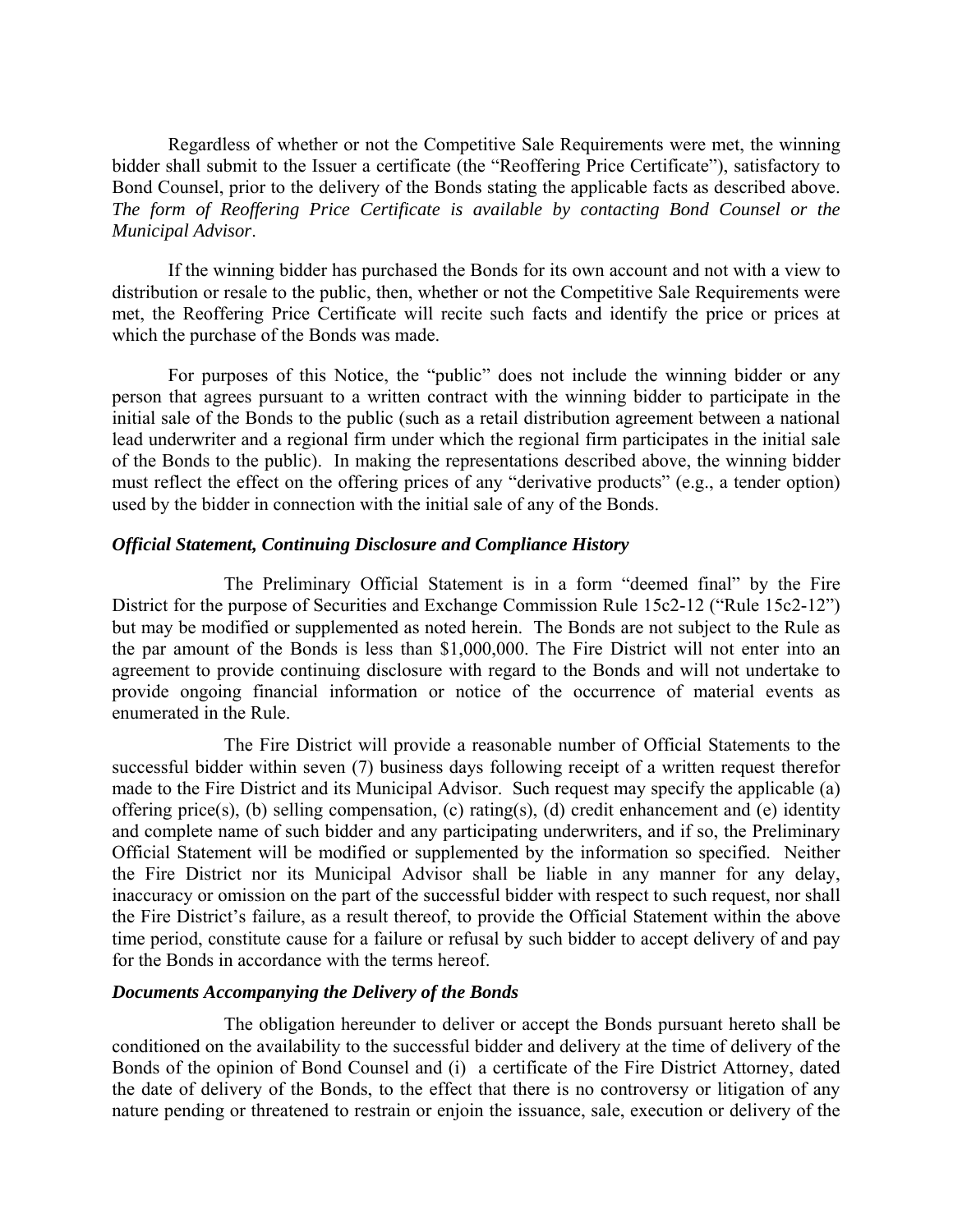Regardless of whether or not the Competitive Sale Requirements were met, the winning bidder shall submit to the Issuer a certificate (the "Reoffering Price Certificate"), satisfactory to Bond Counsel, prior to the delivery of the Bonds stating the applicable facts as described above. *The form of Reoffering Price Certificate is available by contacting Bond Counsel or the Municipal Advisor*.

If the winning bidder has purchased the Bonds for its own account and not with a view to distribution or resale to the public, then, whether or not the Competitive Sale Requirements were met, the Reoffering Price Certificate will recite such facts and identify the price or prices at which the purchase of the Bonds was made.

For purposes of this Notice, the "public" does not include the winning bidder or any person that agrees pursuant to a written contract with the winning bidder to participate in the initial sale of the Bonds to the public (such as a retail distribution agreement between a national lead underwriter and a regional firm under which the regional firm participates in the initial sale of the Bonds to the public). In making the representations described above, the winning bidder must reflect the effect on the offering prices of any "derivative products" (e.g., a tender option) used by the bidder in connection with the initial sale of any of the Bonds.

### *Official Statement, Continuing Disclosure and Compliance History*

The Preliminary Official Statement is in a form "deemed final" by the Fire District for the purpose of Securities and Exchange Commission Rule 15c2-12 ("Rule 15c2-12") but may be modified or supplemented as noted herein. The Bonds are not subject to the Rule as the par amount of the Bonds is less than $1,000,000. The Fire District will not enter into an agreement to provide continuing disclosure with regard to the Bonds and will not undertake to provide ongoing financial information or notice of the occurrence of material events as enumerated in the Rule.

The Fire District will provide a reasonable number of Official Statements to the successful bidder within seven (7) business days following receipt of a written request therefor made to the Fire District and its Municipal Advisor. Such request may specify the applicable (a) offering price(s), (b) selling compensation, (c) rating(s), (d) credit enhancement and (e) identity and complete name of such bidder and any participating underwriters, and if so, the Preliminary Official Statement will be modified or supplemented by the information so specified. Neither the Fire District nor its Municipal Advisor shall be liable in any manner for any delay, inaccuracy or omission on the part of the successful bidder with respect to such request, nor shall the Fire District's failure, as a result thereof, to provide the Official Statement within the above time period, constitute cause for a failure or refusal by such bidder to accept delivery of and pay for the Bonds in accordance with the terms hereof.

### *Documents Accompanying the Delivery of the Bonds*

The obligation hereunder to deliver or accept the Bonds pursuant hereto shall be conditioned on the availability to the successful bidder and delivery at the time of delivery of the Bonds of the opinion of Bond Counsel and (i) a certificate of the Fire District Attorney, dated the date of delivery of the Bonds, to the effect that there is no controversy or litigation of any nature pending or threatened to restrain or enjoin the issuance, sale, execution or delivery of the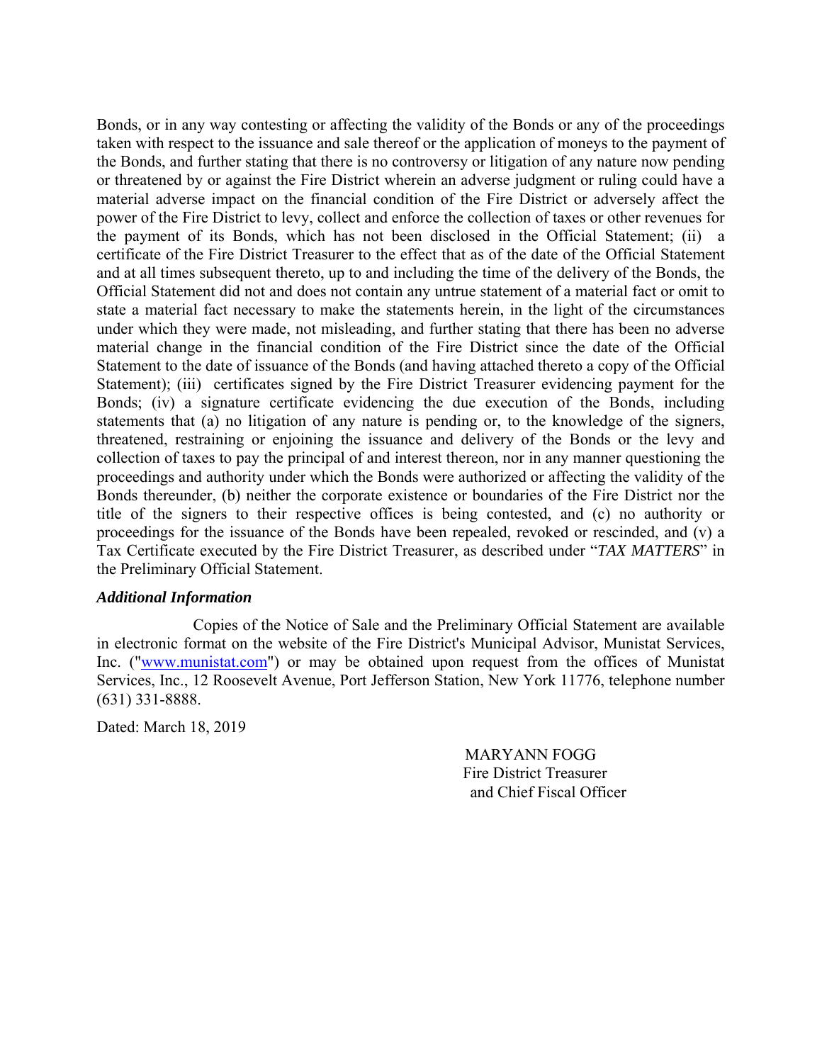Bonds, or in any way contesting or affecting the validity of the Bonds or any of the proceedings taken with respect to the issuance and sale thereof or the application of moneys to the payment of the Bonds, and further stating that there is no controversy or litigation of any nature now pending or threatened by or against the Fire District wherein an adverse judgment or ruling could have a material adverse impact on the financial condition of the Fire District or adversely affect the power of the Fire District to levy, collect and enforce the collection of taxes or other revenues for the payment of its Bonds, which has not been disclosed in the Official Statement; (ii) a certificate of the Fire District Treasurer to the effect that as of the date of the Official Statement and at all times subsequent thereto, up to and including the time of the delivery of the Bonds, the Official Statement did not and does not contain any untrue statement of a material fact or omit to state a material fact necessary to make the statements herein, in the light of the circumstances under which they were made, not misleading, and further stating that there has been no adverse material change in the financial condition of the Fire District since the date of the Official Statement to the date of issuance of the Bonds (and having attached thereto a copy of the Official Statement); (iii) certificates signed by the Fire District Treasurer evidencing payment for the Bonds; (iv) a signature certificate evidencing the due execution of the Bonds, including statements that (a) no litigation of any nature is pending or, to the knowledge of the signers, threatened, restraining or enjoining the issuance and delivery of the Bonds or the levy and collection of taxes to pay the principal of and interest thereon, nor in any manner questioning the proceedings and authority under which the Bonds were authorized or affecting the validity of the Bonds thereunder, (b) neither the corporate existence or boundaries of the Fire District nor the title of the signers to their respective offices is being contested, and (c) no authority or proceedings for the issuance of the Bonds have been repealed, revoked or rescinded, and (v) a Tax Certificate executed by the Fire District Treasurer, as described under "*TAX MATTERS*" in the Preliminary Official Statement.

***Additional Information***

Copies of the Notice of Sale and the Preliminary Official Statement are available in electronic format on the website of the Fire District's Municipal Advisor, Munistat Services, Inc. ("www.munistat.com") or may be obtained upon request from the offices of Munistat Services, Inc., 12 Roosevelt Avenue, Port Jefferson Station, New York 11776, telephone number (631) 331-8888.

Dated: March 18, 2019

MARYANN FOGG
Fire District Treasurer
and Chief Fiscal Officer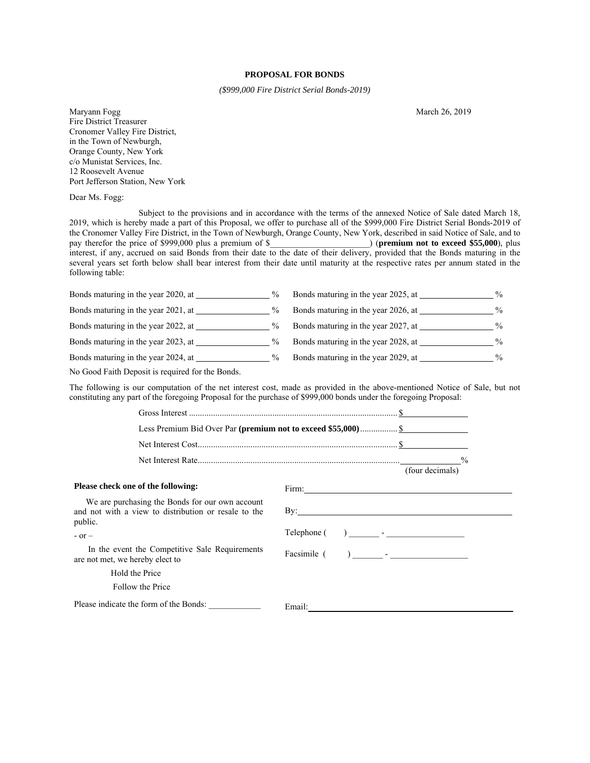**PROPOSAL FOR BONDS**

*($999,000 Fire District Serial Bonds-2019)*

Maryann Fogg
Fire District Treasurer
Cronomer Valley Fire District,
in the Town of Newburgh,
Orange County, New York
c/o Munistat Services, Inc.
12 Roosevelt Avenue
Port Jefferson Station, New York

March 26, 2019

Dear Ms. Fogg:

Subject to the provisions and in accordance with the terms of the annexed Notice of Sale dated March 18, 2019, which is hereby made a part of this Proposal, we offer to purchase all of the $999,000 Fire District Serial Bonds-2019 of the Cronomer Valley Fire District, in the Town of Newburgh, Orange County, New York, described in said Notice of Sale, and to pay therefor the price of $999,000 plus a premium of $\_\_\_\_\_\_\_\_\_\_\_\_\_\_\_\_\_\_\_\_\_\_) (**premium not to exceed $55,000**), plus interest, if any, accrued on said Bonds from their date to the date of their delivery, provided that the Bonds maturing in the several years set forth below shall bear interest from their date until maturity at the respective rates per annum stated in the following table:

| | |
|---|---|
| Bonds maturing in the year 2020, at \_\_\_\_\_\_\_\_\_\_\_\_\_\_\_\_ % | Bonds maturing in the year 2025, at \_\_\_\_\_\_\_\_\_\_\_\_\_\_\_\_ % |
| Bonds maturing in the year 2021, at \_\_\_\_\_\_\_\_\_\_\_\_\_\_\_\_ % | Bonds maturing in the year 2026, at \_\_\_\_\_\_\_\_\_\_\_\_\_\_\_\_ % |
| Bonds maturing in the year 2022, at \_\_\_\_\_\_\_\_\_\_\_\_\_\_\_\_ % | Bonds maturing in the year 2027, at \_\_\_\_\_\_\_\_\_\_\_\_\_\_\_\_ % |
| Bonds maturing in the year 2023, at \_\_\_\_\_\_\_\_\_\_\_\_\_\_\_\_ % | Bonds maturing in the year 2028, at \_\_\_\_\_\_\_\_\_\_\_\_\_\_\_\_ % |
| Bonds maturing in the year 2024, at \_\_\_\_\_\_\_\_\_\_\_\_\_\_\_\_ % | Bonds maturing in the year 2029, at \_\_\_\_\_\_\_\_\_\_\_\_\_\_\_\_ % |

No Good Faith Deposit is required for the Bonds.

The following is our computation of the net interest cost, made as provided in the above-mentioned Notice of Sale, but not constituting any part of the foregoing Proposal for the purchase of $999,000 bonds under the foregoing Proposal:

Gross Interest ............................................................................................ $\_\_\_\_\_\_\_\_\_\_\_\_\_\_

Less Premium Bid Over Par **(premium not to exceed $55,000)**................ $\_\_\_\_\_\_\_\_\_\_\_\_\_\_

Net Interest Cost.......................................................................................... $\_\_\_\_\_\_\_\_\_\_\_\_\_\_

Net Interest Rate........................................................................................... \_\_\_\_\_\_\_\_\_\_\_\_\_\_%
(four decimals)

**Please check one of the following:**

We are purchasing the Bonds for our own account and not with a view to distribution or resale to the public.

\- or –

In the event the Competitive Sale Requirements are not met, we hereby elect to

Hold the Price

Follow the Price

Please indicate the form of the Bonds: \_\_\_\_\_\_\_\_\_\_\_\_

Firm: \_\_\_\_\_\_\_\_\_\_\_\_\_\_\_\_\_\_\_\_\_\_\_\_\_\_\_\_\_\_\_\_\_\_\_\_\_\_\_\_\_\_\_\_

By: \_\_\_\_\_\_\_\_\_\_\_\_\_\_\_\_\_\_\_\_\_\_\_\_\_\_\_\_\_\_\_\_\_\_\_\_\_\_\_\_\_\_\_\_

Telephone (      ) \_\_\_\_\_\_\_ - \_\_\_\_\_\_\_\_\_\_\_\_\_\_\_\_\_\_

Facsimile (      ) \_\_\_\_\_\_\_ - \_\_\_\_\_\_\_\_\_\_\_\_\_\_\_\_\_\_

Email: \_\_\_\_\_\_\_\_\_\_\_\_\_\_\_\_\_\_\_\_\_\_\_\_\_\_\_\_\_\_\_\_\_\_\_\_\_\_\_\_\_\_\_\_